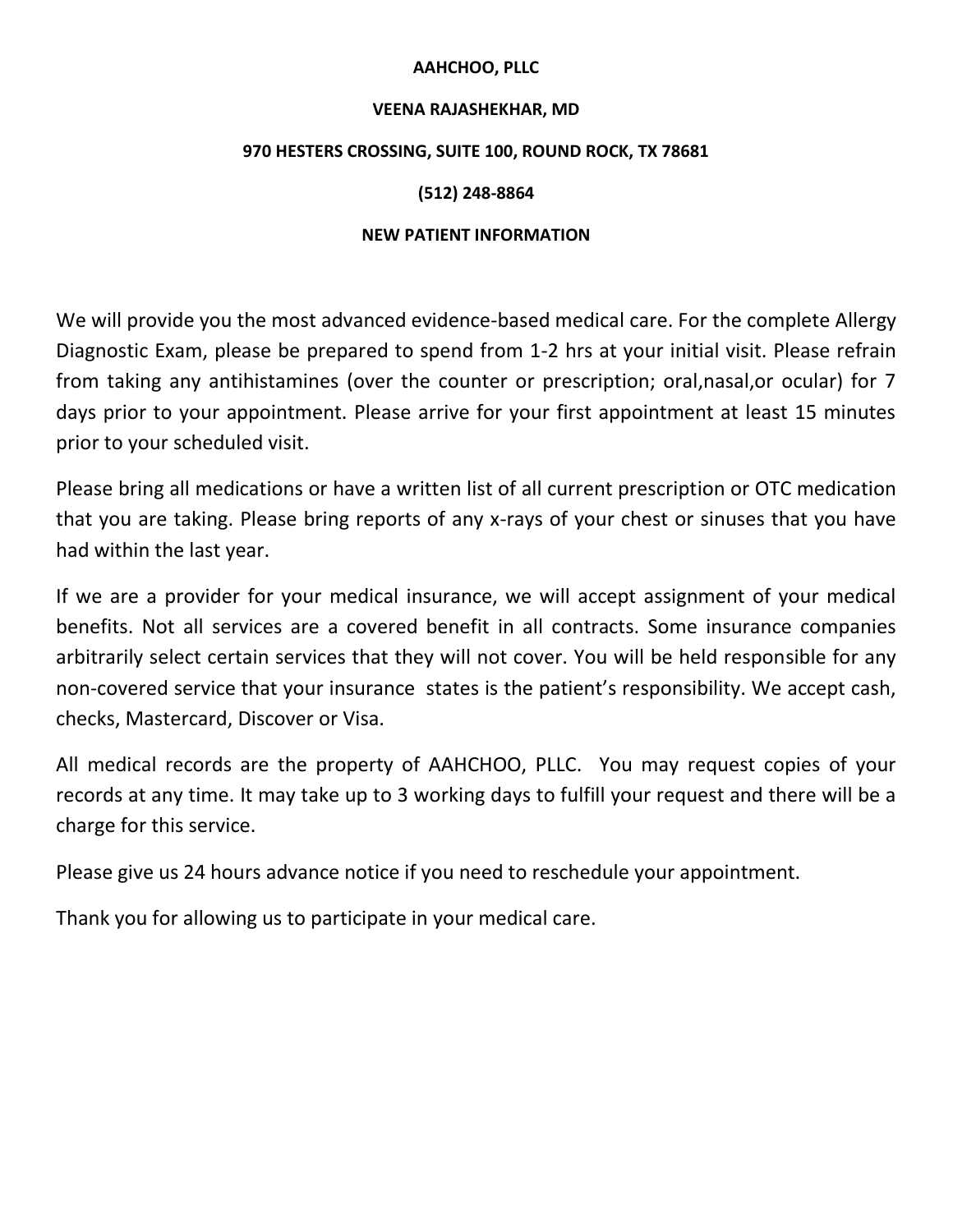**AAHCHOO, PLLC**

**VEENA RAJASHEKHAR, MD**

**970 HESTERS CROSSING, SUITE 100, ROUND ROCK, TX 78681**

**(512) 248-8864**

**NEW PATIENT INFORMATION**

We will provide you the most advanced evidence-based medical care. For the complete Allergy Diagnostic Exam, please be prepared to spend from 1-2 hrs at your initial visit. Please refrain from taking any antihistamines (over the counter or prescription; oral,nasal,or ocular) for 7 days prior to your appointment. Please arrive for your first appointment at least 15 minutes prior to your scheduled visit.

Please bring all medications or have a written list of all current prescription or OTC medication that you are taking. Please bring reports of any x-rays of your chest or sinuses that you have had within the last year.

If we are a provider for your medical insurance, we will accept assignment of your medical benefits. Not all services are a covered benefit in all contracts. Some insurance companies arbitrarily select certain services that they will not cover. You will be held responsible for any non-covered service that your insurance states is the patient's responsibility. We accept cash, checks, Mastercard, Discover or Visa.

All medical records are the property of AAHCHOO, PLLC. You may request copies of your records at any time. It may take up to 3 working days to fulfill your request and there will be a charge for this service.

Please give us 24 hours advance notice if you need to reschedule your appointment.

Thank you for allowing us to participate in your medical care.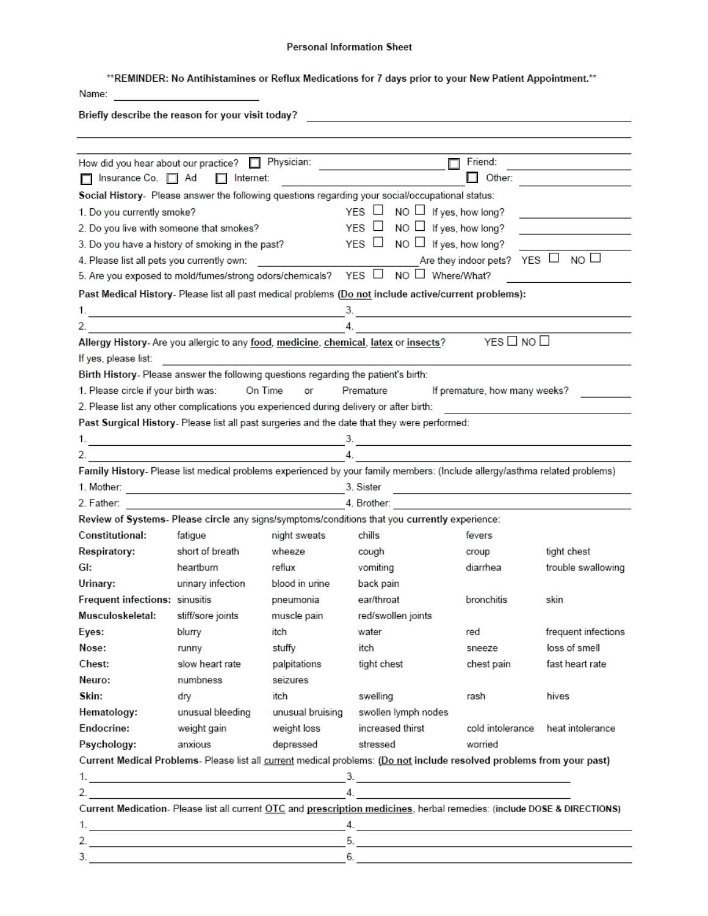# Personal Information Sheet

****REMINDER: No Antihistamines or Reflux Medications for 7 days prior to your New Patient Appointment.****

Name: ______________________

**Briefly describe the reason for your visit today?** ______________________

______________________

How did you hear about our practice? ☐ Physician: ______________ ☐ Friend: ______________
☐ Insurance Co. ☐ Ad ☐ Internet: ______________ ☐ Other: ______________

**Social History**- Please answer the following questions regarding your social/occupational status:

1. Do you currently smoke? YES ☐ NO ☐ If yes, how long? __________
2. Do you live with someone that smokes? YES ☐ NO ☐ If yes, how long? __________
3. Do you have a history of smoking in the past? YES ☐ NO ☐ If yes, how long? __________
4. Please list all pets you currently own: ______________ Are they indoor pets? YES ☐ NO ☐
5. Are you exposed to mold/fumes/strong odors/chemicals? YES ☐ NO ☐ Where/What? __________

**Past Medical History**- Please list all past medical problems (**Do not include active/current problems**):

1. ______________ 3. ______________
2. ______________ 4. ______________

**Allergy History**- Are you allergic to any **food**, **medicine**, **chemical**, **latex** or **insects**? YES ☐ NO ☐

If yes, please list: ______________

**Birth History**- Please answer the following questions regarding the patient's birth:

1. Please circle if your birth was: On Time or Premature If premature, how many weeks? ________
2. Please list any other complications you experienced during delivery or after birth: ______________

**Past Surgical History**- Please list all past surgeries and the date that they were performed:

1. ______________ 3. ______________
2. ______________ 4. ______________

**Family History**- Please list medical problems experienced by your family members: (Include allergy/asthma related problems)

1. Mother: ______________ 3. Sister ______________
2. Father: ______________ 4. Brother: ______________

**Review of Systems**- **Please circle** any signs/symptoms/conditions that you **currently** experience:

| | | | | | |
|---|---|---|---|---|---|
| **Constitutional:** | fatigue | night sweats | chills | fevers | |
| **Respiratory:** | short of breath | wheeze | cough | croup | tight chest |
| **GI:** | heartburn | reflux | vomiting | diarrhea | trouble swallowing |
| **Urinary:** | urinary infection | blood in urine | back pain | | |
| **Frequent infections:** | sinusitis | pneumonia | ear/throat | bronchitis | skin |
| **Musculoskeletal:** | stiff/sore joints | muscle pain | red/swollen joints | | |
| **Eyes:** | blurry | itch | water | red | frequent infections |
| **Nose:** | runny | stuffy | itch | sneeze | loss of smell |
| **Chest:** | slow heart rate | palpitations | tight chest | chest pain | fast heart rate |
| **Neuro:** | numbness | seizures | | | |
| **Skin:** | dry | itch | swelling | rash | hives |
| **Hematology:** | unusual bleeding | unusual bruising | swollen lymph nodes | | |
| **Endocrine:** | weight gain | weight loss | increased thirst | cold intolerance | heat intolerance |
| **Psychology:** | anxious | depressed | stressed | worried | |

**Current Medical Problems**- Please list all current medical problems: (**Do not include resolved problems from your past**)

1. ______________ 3. ______________
2. ______________ 4. ______________

**Current Medication**- Please list all current OTC and prescription medicines, herbal remedies: (**include DOSE & DIRECTIONS**)

1. ______________ 4. ______________
2. ______________ 5. ______________
3. ______________ 6. ______________